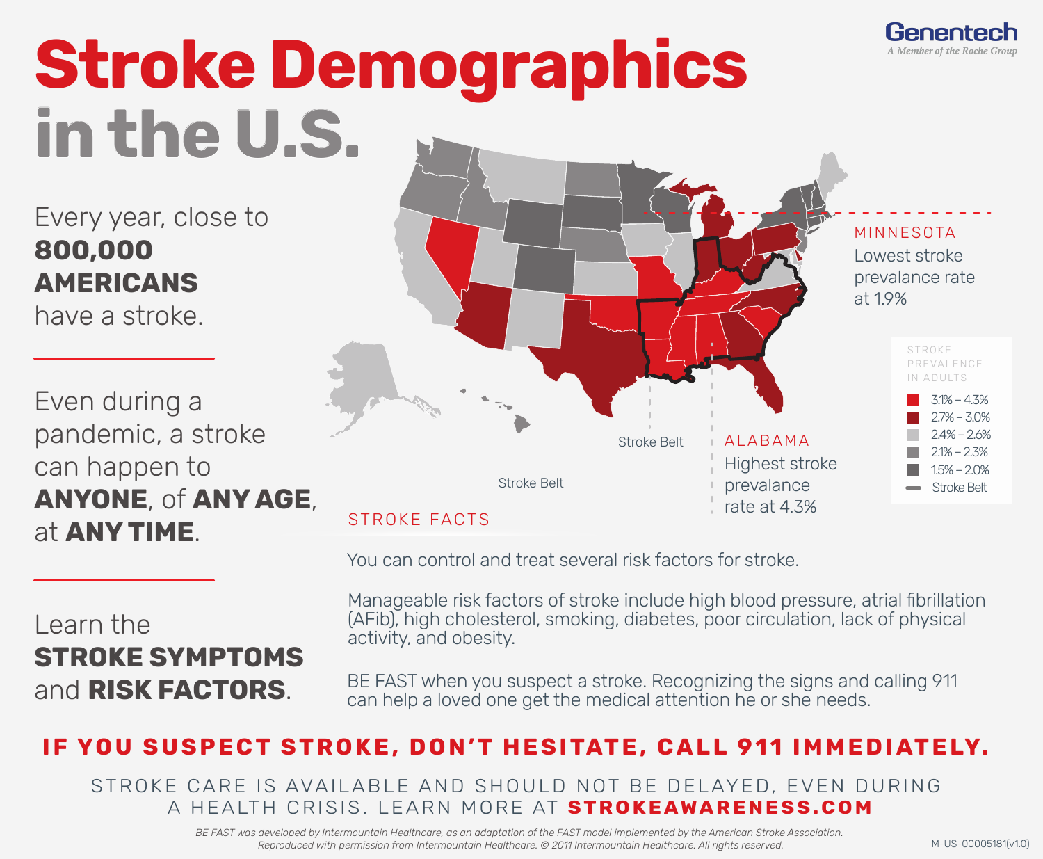Genentech
*A Member of the Roche Group*

# Stroke Demographics in the U.S.

Every year, close to **800,000 AMERICANS** have a stroke.

Even during a pandemic, a stroke can happen to **ANYONE**, of **ANY AGE**, at **ANY TIME**.

Learn the **STROKE SYMPTOMS** and **RISK FACTORS**.

MINNESOTA
Lowest stroke prevalance rate at 1.9%

ALABAMA
Highest stroke prevalance rate at 4.3%

Stroke Belt

STROKE PREVALENCE IN ADULTS

- 3.1% – 4.3%
- 2.7% – 3.0%
- 2.4% – 2.6%
- 2.1% – 2.3%
- 1.5% – 2.0%
- Stroke Belt

## STROKE FACTS

You can control and treat several risk factors for stroke.

Manageable risk factors of stroke include high blood pressure, atrial fibrillation (AFib), high cholesterol, smoking, diabetes, poor circulation, lack of physical activity, and obesity.

BE FAST when you suspect a stroke. Recognizing the signs and calling 911 can help a loved one get the medical attention he or she needs.

**IF YOU SUSPECT STROKE, DON'T HESITATE, CALL 911 IMMEDIATELY.**

STROKE CARE IS AVAILABLE AND SHOULD NOT BE DELAYED, EVEN DURING A HEALTH CRISIS. LEARN MORE AT **STROKEAWARENESS.COM**

*BE FAST was developed by Intermountain Healthcare, as an adaptation of the FAST model implemented by the American Stroke Association. Reproduced with permission from Intermountain Healthcare. © 2011 Intermountain Healthcare. All rights reserved.*

M-US-00005181(v1.0)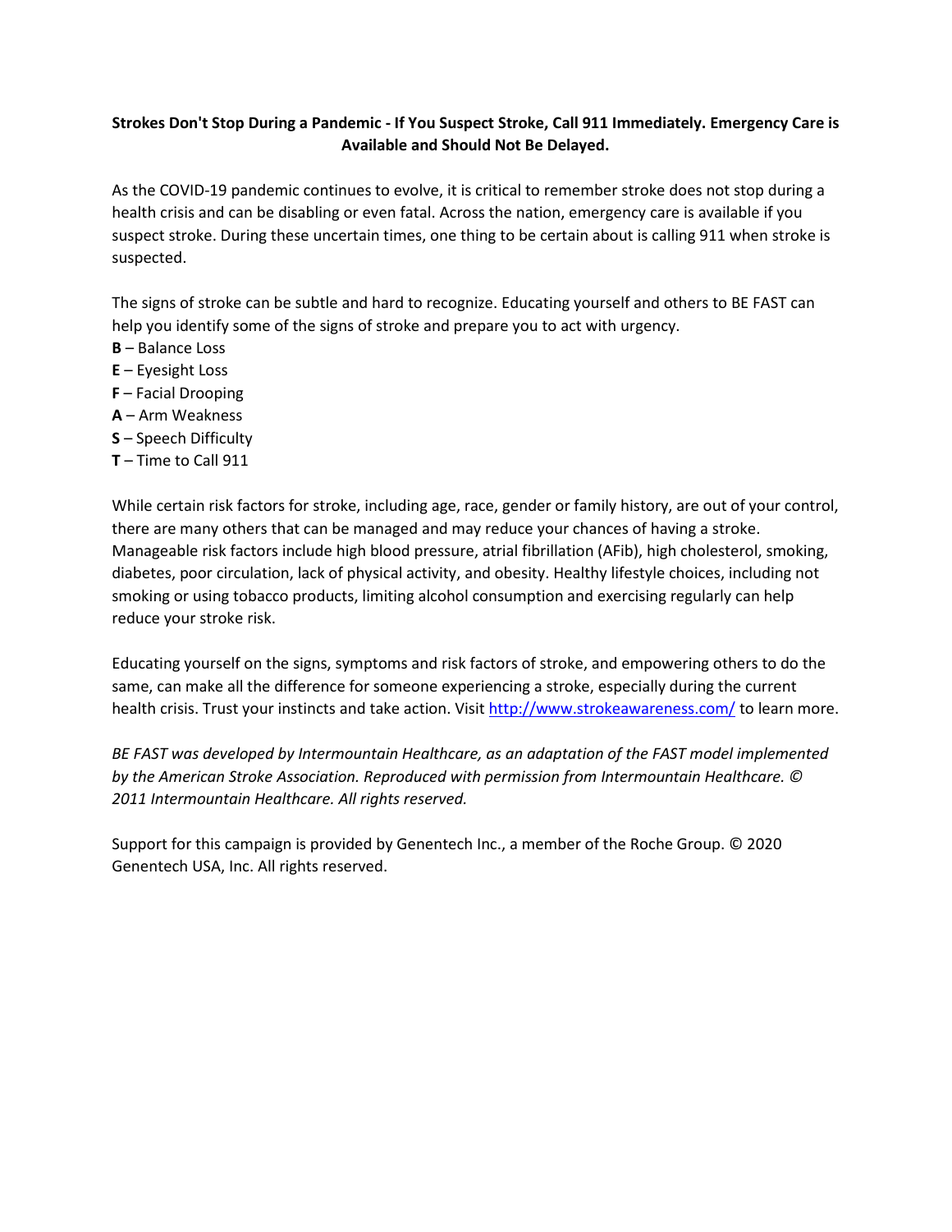**Strokes Don't Stop During a Pandemic - If You Suspect Stroke, Call 911 Immediately. Emergency Care is Available and Should Not Be Delayed.**

As the COVID-19 pandemic continues to evolve, it is critical to remember stroke does not stop during a health crisis and can be disabling or even fatal. Across the nation, emergency care is available if you suspect stroke. During these uncertain times, one thing to be certain about is calling 911 when stroke is suspected.

The signs of stroke can be subtle and hard to recognize. Educating yourself and others to BE FAST can help you identify some of the signs of stroke and prepare you to act with urgency.

**B** – Balance Loss
**E** – Eyesight Loss
**F** – Facial Drooping
**A** – Arm Weakness
**S** – Speech Difficulty
**T** – Time to Call 911

While certain risk factors for stroke, including age, race, gender or family history, are out of your control, there are many others that can be managed and may reduce your chances of having a stroke. Manageable risk factors include high blood pressure, atrial fibrillation (AFib), high cholesterol, smoking, diabetes, poor circulation, lack of physical activity, and obesity. Healthy lifestyle choices, including not smoking or using tobacco products, limiting alcohol consumption and exercising regularly can help reduce your stroke risk.

Educating yourself on the signs, symptoms and risk factors of stroke, and empowering others to do the same, can make all the difference for someone experiencing a stroke, especially during the current health crisis. Trust your instincts and take action. Visit http://www.strokeawareness.com/ to learn more.

*BE FAST was developed by Intermountain Healthcare, as an adaptation of the FAST model implemented by the American Stroke Association. Reproduced with permission from Intermountain Healthcare. © 2011 Intermountain Healthcare. All rights reserved.*

Support for this campaign is provided by Genentech Inc., a member of the Roche Group. © 2020 Genentech USA, Inc. All rights reserved.